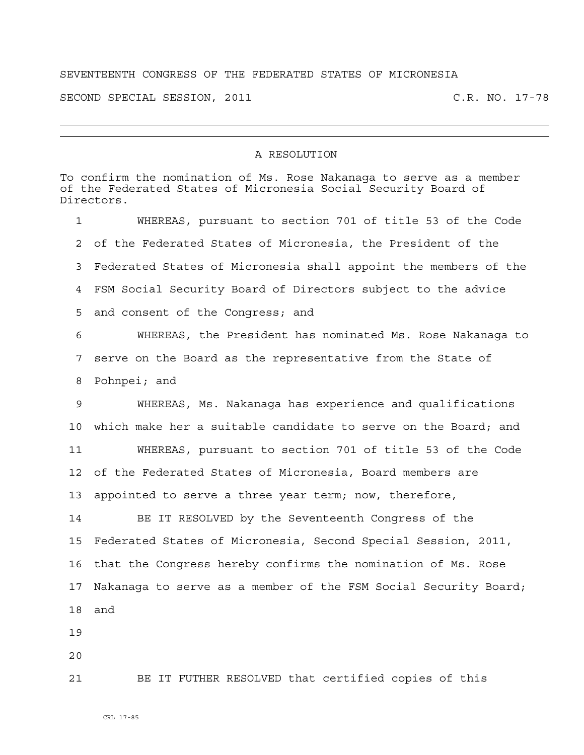SEVENTEENTH CONGRESS OF THE FEDERATED STATES OF MICRONESIA

SECOND SPECIAL SESSION, 2011 C.R. NO. 17-78

---

# A RESOLUTION

To confirm the nomination of Ms. Rose Nakanaga to serve as a member of the Federated States of Micronesia Social Security Board of Directors.

1 WHEREAS, pursuant to section 701 of title 53 of the Code
2 of the Federated States of Micronesia, the President of the
3 Federated States of Micronesia shall appoint the members of the
4 FSM Social Security Board of Directors subject to the advice
5 and consent of the Congress; and

6 WHEREAS, the President has nominated Ms. Rose Nakanaga to
7 serve on the Board as the representative from the State of
8 Pohnpei; and

9 WHEREAS, Ms. Nakanaga has experience and qualifications
10 which make her a suitable candidate to serve on the Board; and

11 WHEREAS, pursuant to section 701 of title 53 of the Code
12 of the Federated States of Micronesia, Board members are
13 appointed to serve a three year term; now, therefore,

14 BE IT RESOLVED by the Seventeenth Congress of the
15 Federated States of Micronesia, Second Special Session, 2011,
16 that the Congress hereby confirms the nomination of Ms. Rose
17 Nakanaga to serve as a member of the FSM Social Security Board;
18 and

19

20

21 BE IT FUTHER RESOLVED that certified copies of this

CRL 17-85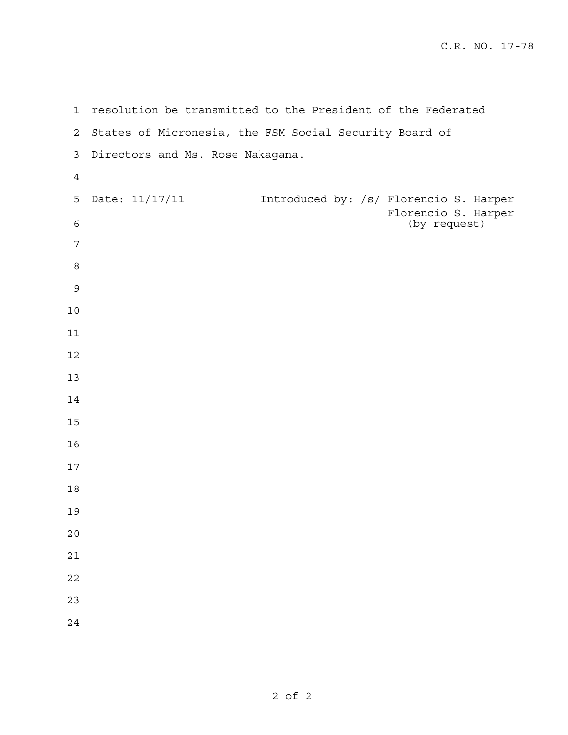resolution be transmitted to the President of the Federated States of Micronesia, the FSM Social Security Board of Directors and Ms. Rose Nakagana.

Date: 11/17/11

Introduced by: /s/ Florencio S. Harper
Florencio S. Harper
(by request)